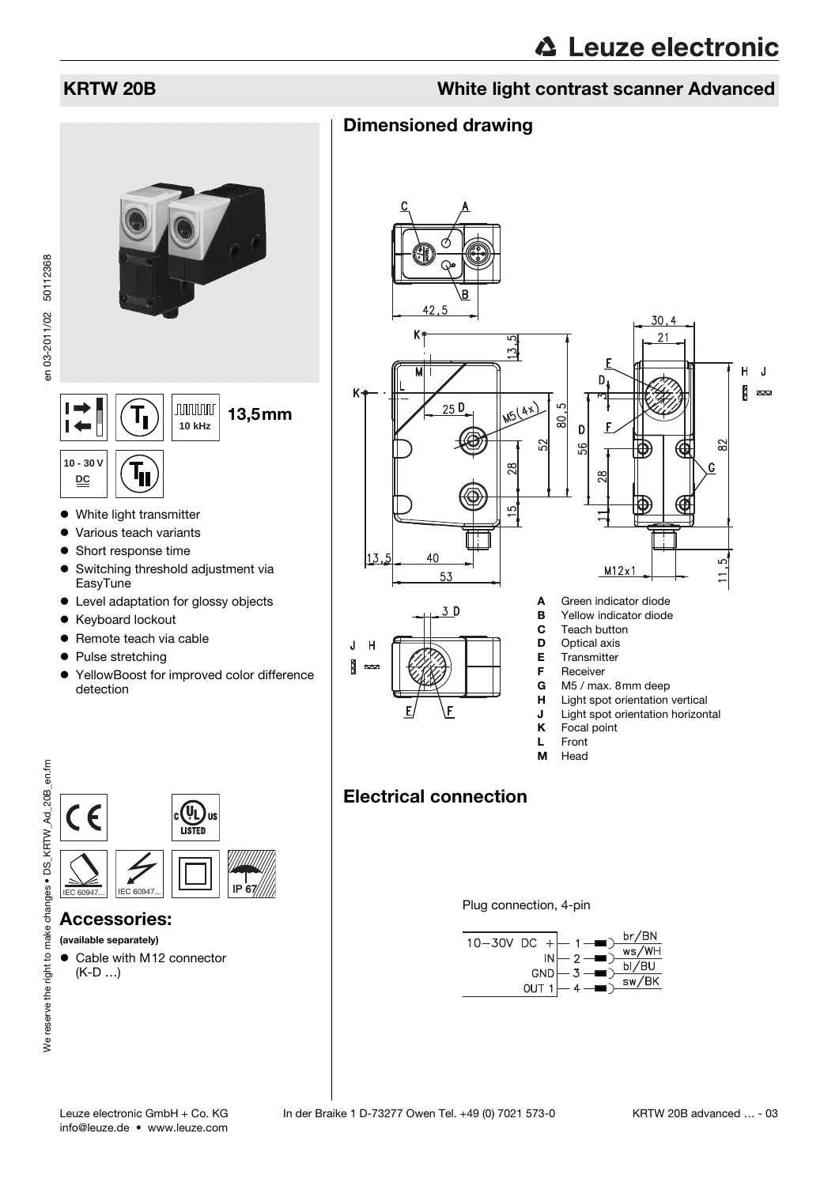# KRTW 20B

## White light contrast scanner Advanced

10 kHz

13,5mm

10 - 30 V DC

- White light transmitter
- Various teach variants
- Short response time
- Switching threshold adjustment via EasyTune
- Level adaptation for glossy objects
- Keyboard lockout
- Remote teach via cable
- Pulse stretching
- YellowBoost for improved color difference detection

IEC 60947... IEC 60947... IP 67

## Accessories:

**(available separately)**

- Cable with M12 connector (K-D …)

## Dimensioned drawing

42,5

13,5

80,5

52

28

15

25

M5(4x)

13,5

40

53

30,4

21

3

56

28

11

82

11,5

M12x1

3

- **A** Green indicator diode
- **B** Yellow indicator diode
- **C** Teach button
- **D** Optical axis
- **E** Transmitter
- **F** Receiver
- **G** M5 / max. 8mm deep
- **H** Light spot orientation vertical
- **J** Light spot orientation horizontal
- **K** Focal point
- **L** Front
- **M** Head

## Electrical connection

Plug connection, 4-pin

| | | |
|---|---|---|
| 10–30V DC + | 1 | br/BN |
| IN | 2 | ws/WH |
| GND | 3 | bl/BU |
| OUT 1 | 4 | sw/BK |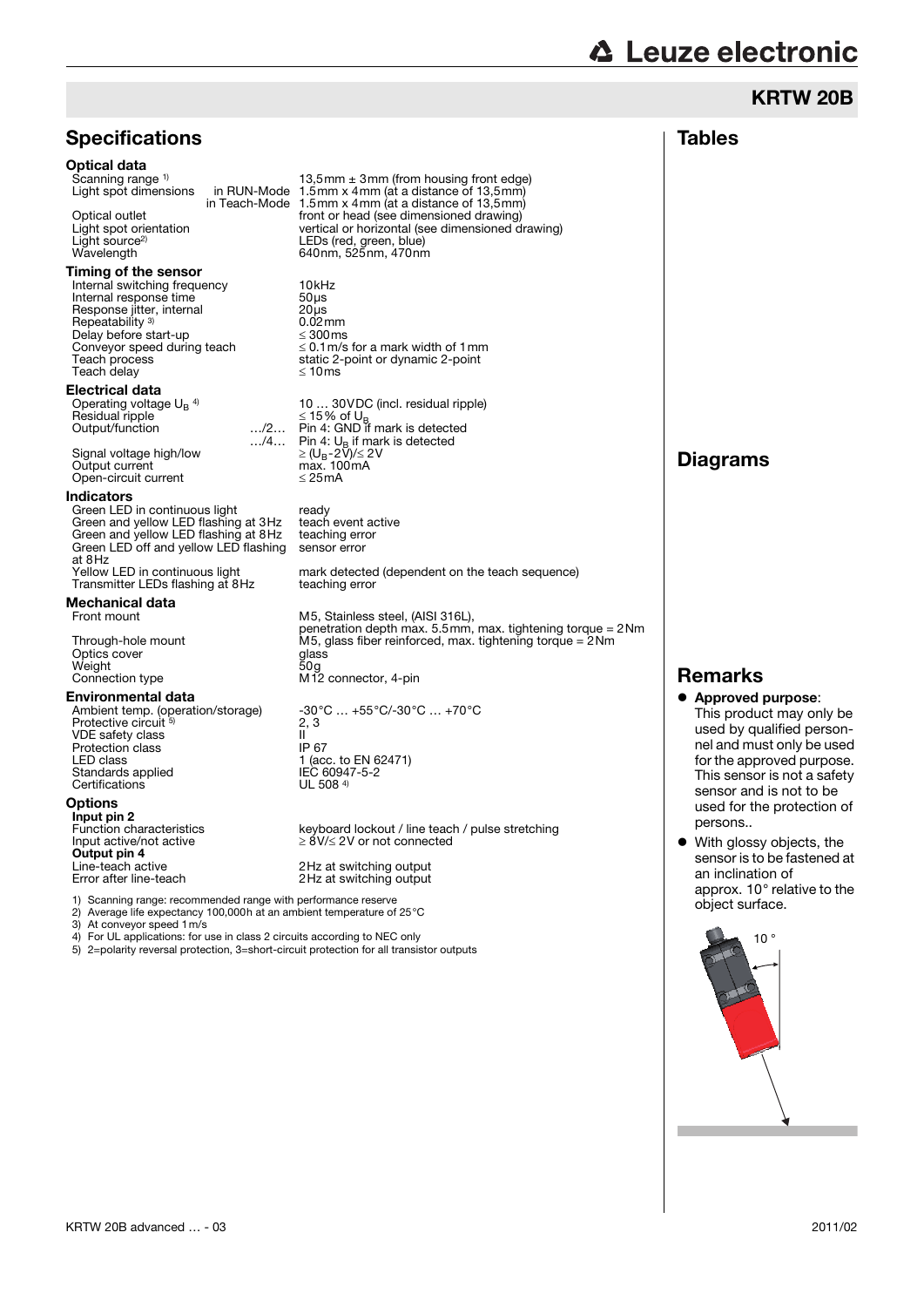# KRTW 20B

## Specifications

### Optical data

| | | |
|---|---|---|
| Scanning range [1] | | 13,5mm ± 3mm (from housing front edge) |
| Light spot dimensions | in RUN-Mode | 1.5mm x 4mm (at a distance of 13,5mm) |
| | in Teach-Mode | 1.5mm x 4mm (at a distance of 13,5mm) |
| Optical outlet | | front or head (see dimensioned drawing) |
| Light spot orientation | | vertical or horizontal (see dimensioned drawing) |
| Light source[2] | | LEDs (red, green, blue) |
| Wavelength | | 640nm, 525nm, 470nm |

### Timing of the sensor

| | |
|---|---|
| Internal switching frequency | 10kHz |
| Internal response time | 50µs |
| Response jitter, internal | 20µs |
| Repeatability [3] | 0.02mm |
| Delay before start-up | ≤ 300ms |
| Conveyor speed during teach | ≤ 0.1m/s for a mark width of 1mm |
| Teach process | static 2-point or dynamic 2-point |
| Teach delay | ≤ 10ms |

### Electrical data

| | | |
|---|---|---|
| Operating voltage $U_B$ [4] | | 10 … 30VDC (incl. residual ripple) |
| Residual ripple | | ≤ 15% of $U_B$ |
| Output/function | …/2… | Pin 4: GND if mark is detected |
| | …/4… | Pin 4: $U_B$ if mark is detected |
| Signal voltage high/low | | ≥ ($U_B$-2V)/≤ 2V |
| Output current | | max. 100mA |
| Open-circuit current | | ≤ 25mA |

### Indicators

| | |
|---|---|
| Green LED in continuous light | ready |
| Green and yellow LED flashing at 3Hz | teach event active |
| Green and yellow LED flashing at 8Hz | teaching error |
| Green LED off and yellow LED flashing at 8Hz | sensor error |
| Yellow LED in continuous light | mark detected (dependent on the teach sequence) |
| Transmitter LEDs flashing at 8Hz | teaching error |

### Mechanical data

| | |
|---|---|
| Front mount | M5, Stainless steel, (AISI 316L), penetration depth max. 5.5mm, max. tightening torque = 2Nm |
| Through-hole mount | M5, glass fiber reinforced, max. tightening torque = 2Nm |
| Optics cover | glass |
| Weight | 50g |
| Connection type | M12 connector, 4-pin |

### Environmental data

| | |
|---|---|
| Ambient temp. (operation/storage) | -30°C … +55°C/-30°C … +70°C |
| Protective circuit [5] | 2, 3 |
| VDE safety class | II |
| Protection class | IP 67 |
| LED class | 1 (acc. to EN 62471) |
| Standards applied | IEC 60947-5-2 |
| Certifications | UL 508 [4] |

### Options

**Input pin 2**

| | |
|---|---|
| Function characteristics | keyboard lockout / line teach / pulse stretching |
| Input active/not active | ≥ 8V/≤ 2V or not connected |

**Output pin 4**

| | |
|---|---|
| Line-teach active | 2Hz at switching output |
| Error after line-teach | 2Hz at switching output |

1) Scanning range: recommended range with performance reserve
2) Average life expectancy 100,000h at an ambient temperature of 25°C
3) At conveyor speed 1m/s
4) For UL applications: for use in class 2 circuits according to NEC only
5) 2=polarity reversal protection, 3=short-circuit protection for all transistor outputs

## Tables

## Diagrams

## Remarks

- **Approved purpose**: This product may only be used by qualified personnel and must only be used for the approved purpose. This sensor is not a safety sensor and is not to be used for the protection of persons..
- With glossy objects, the sensor is to be fastened at an inclination of approx. 10° relative to the object surface.

10 °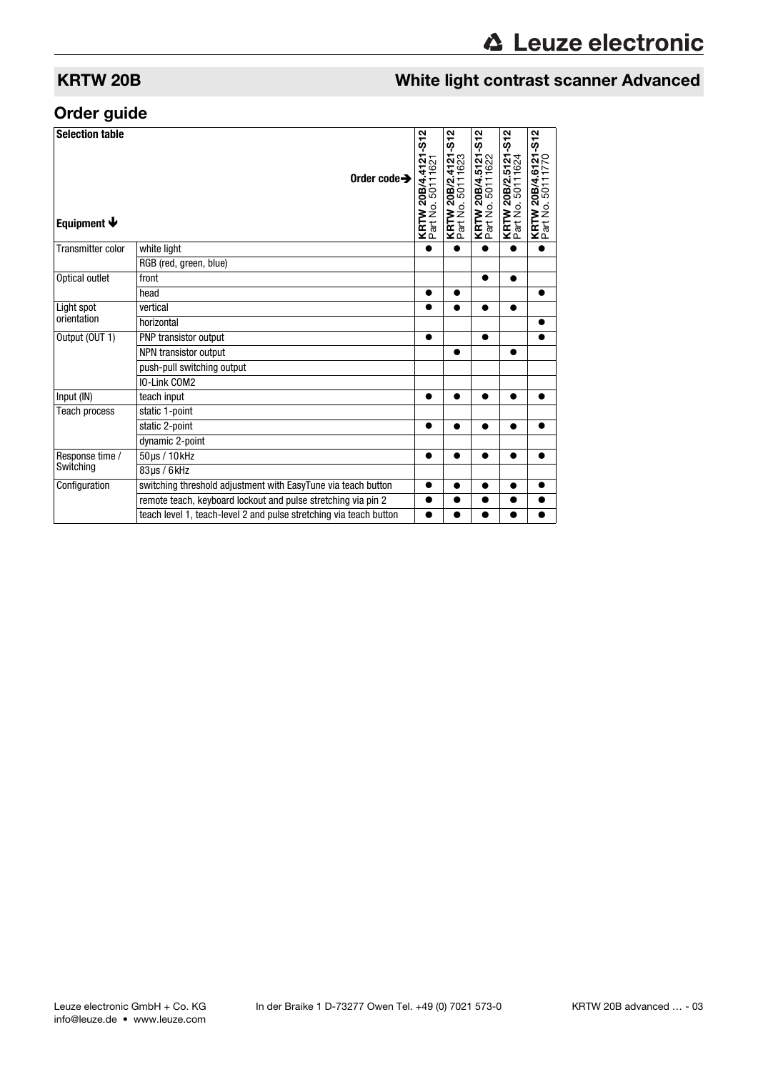## KRTW 20B

## White light contrast scanner Advanced

## Order guide

| Selection table | Order code➔ Equipment 🡻 | KRTW 20B/4.4121-S12 Part No. 50111621 | KRTW 20B/2.4121-S12 Part No. 50111623 | KRTW 20B/4.5121-S12 Part No. 50111622 | KRTW 20B/2.5121-S12 Part No. 50111624 | KRTW 20B/4.6121-S12 Part No. 50111770 |
|---|---|---|---|---|---|---|
| Transmitter color | white light | ● | ● | ● | ● | ● |
| | RGB (red, green, blue) | | | | | |
| Optical outlet | front | | | ● | ● | |
| | head | ● | ● | | | ● |
| Light spot orientation | vertical | ● | ● | ● | ● | |
| | horizontal | | | | | ● |
| Output (OUT 1) | PNP transistor output | ● | | ● | | ● |
| | NPN transistor output | | ● | | ● | |
| | push-pull switching output | | | | | |
| | IO-Link COM2 | | | | | |
| Input (IN) | teach input | ● | ● | ● | ● | ● |
| Teach process | static 1-point | | | | | |
| | static 2-point | ● | ● | ● | ● | ● |
| | dynamic 2-point | | | | | |
| Response time / Switching | 50µs / 10kHz | ● | ● | ● | ● | ● |
| | 83µs / 6kHz | | | | | |
| Configuration | switching threshold adjustment with EasyTune via teach button | ● | ● | ● | ● | ● |
| | remote teach, keyboard lockout and pulse stretching via pin 2 | ● | ● | ● | ● | ● |
| | teach level 1, teach-level 2 and pulse stretching via teach button | ● | ● | ● | ● | ● |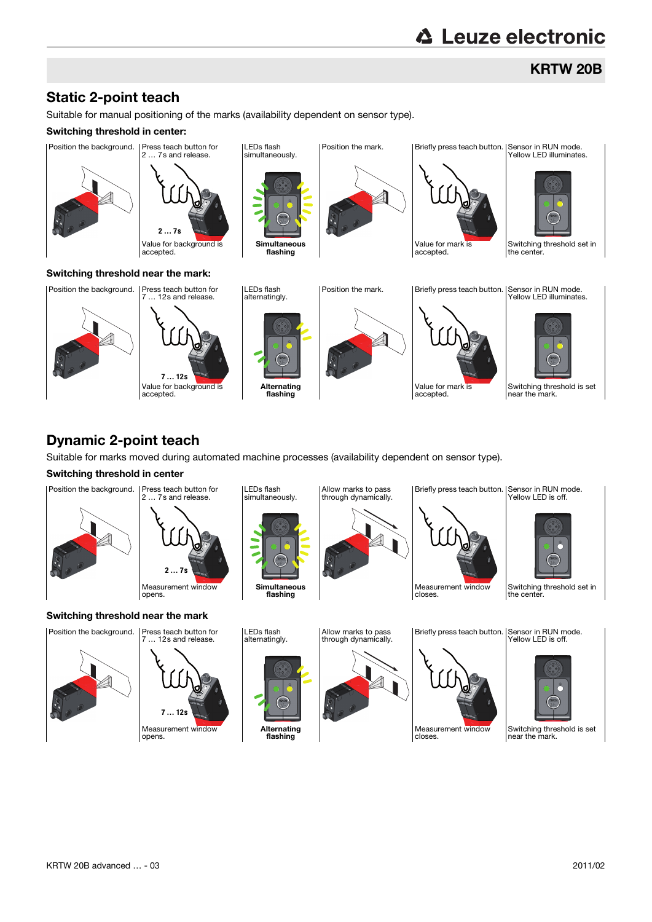## KRTW 20B

## Static 2-point teach

Suitable for manual positioning of the marks (availability dependent on sensor type).

**Switching threshold in center:**

| | | | | | |
|---|---|---|---|---|---|
| Position the background. | Press teach button for 2 … 7s and release. | LEDs flash simultaneously. | Position the mark. | Briefly press teach button. | Sensor in RUN mode. Yellow LED illuminates. |
| | 2 … 7s | | | | |
| | Value for background is accepted. | **Simultaneous flashing** | | Value for mark is accepted. | Switching threshold set in the center. |

**Switching threshold near the mark:**

| | | | | | |
|---|---|---|---|---|---|
| Position the background. | Press teach button for 7 … 12s and release. | LEDs flash alternatingly. | Position the mark. | Briefly press teach button. | Sensor in RUN mode. Yellow LED illuminates. |
| | 7 … 12s | | | | |
| | Value for background is accepted. | **Alternating flashing** | | Value for mark is accepted. | Switching threshold is set near the mark. |

## Dynamic 2-point teach

Suitable for marks moved during automated machine processes (availability dependent on sensor type).

**Switching threshold in center**

| | | | | | |
|---|---|---|---|---|---|
| Position the background. | Press teach button for 2 … 7s and release. | LEDs flash simultaneously. | Allow marks to pass through dynamically. | Briefly press teach button. | Sensor in RUN mode. Yellow LED is off. |
| | 2 … 7s | | | | |
| | Measurement window opens. | **Simultaneous flashing** | | Measurement window closes. | Switching threshold set in the center. |

**Switching threshold near the mark**

| | | | | | |
|---|---|---|---|---|---|
| Position the background. | Press teach button for 7 … 12s and release. | LEDs flash alternatingly. | Allow marks to pass through dynamically. | Briefly press teach button. | Sensor in RUN mode. Yellow LED is off. |
| | 7 … 12s | | | | |
| | Measurement window opens. | **Alternating flashing** | | Measurement window closes. | Switching threshold is set near the mark. |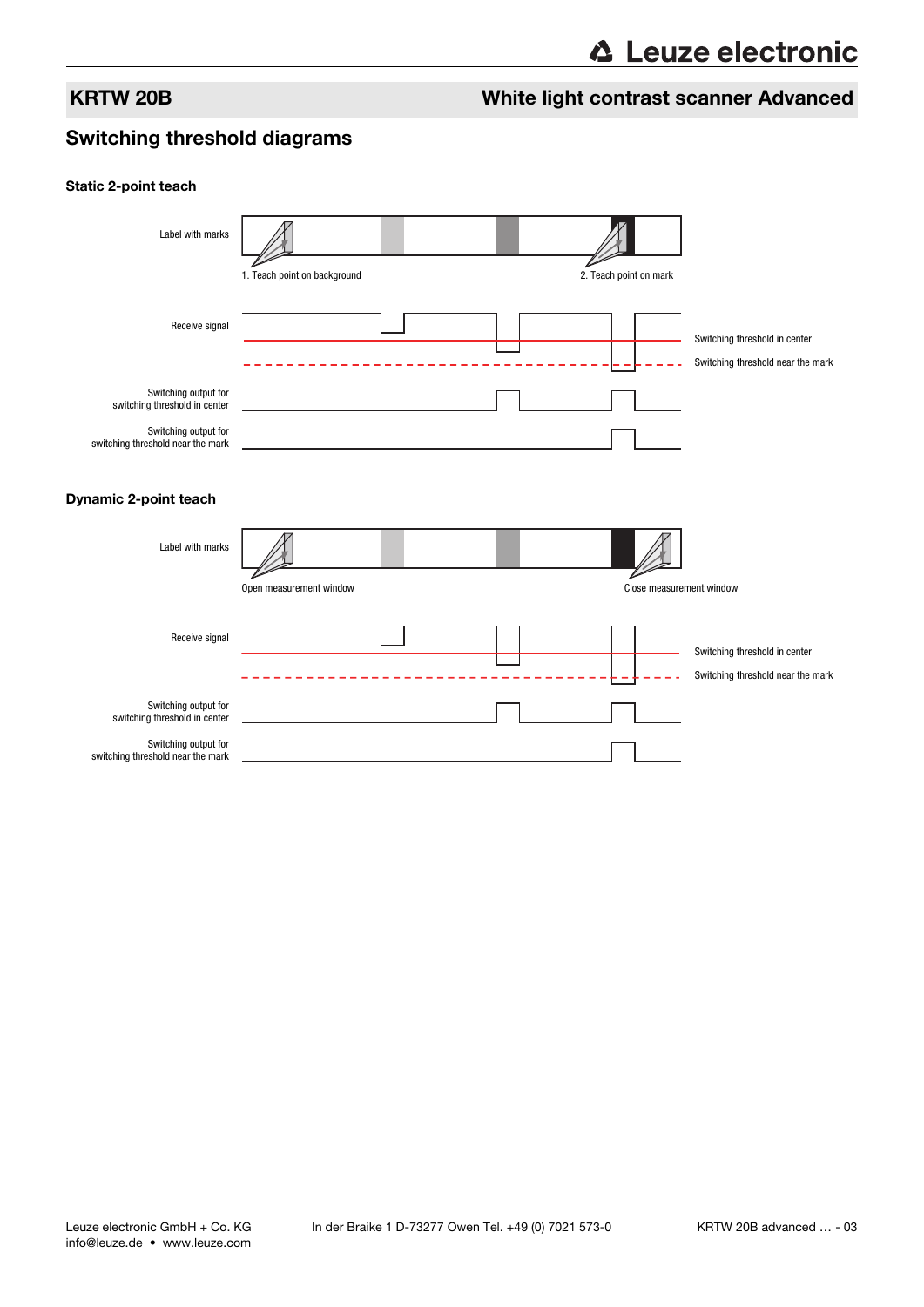## KRTW 20B — White light contrast scanner Advanced

# Switching threshold diagrams

### Static 2-point teach

Label with marks

1. Teach point on background

2. Teach point on mark

Receive signal

Switching threshold in center

Switching threshold near the mark

Switching output for switching threshold in center

Switching output for switching threshold near the mark

### Dynamic 2-point teach

Label with marks

Open measurement window

Close measurement window

Receive signal

Switching threshold in center

Switching threshold near the mark

Switching output for switching threshold in center

Switching output for switching threshold near the mark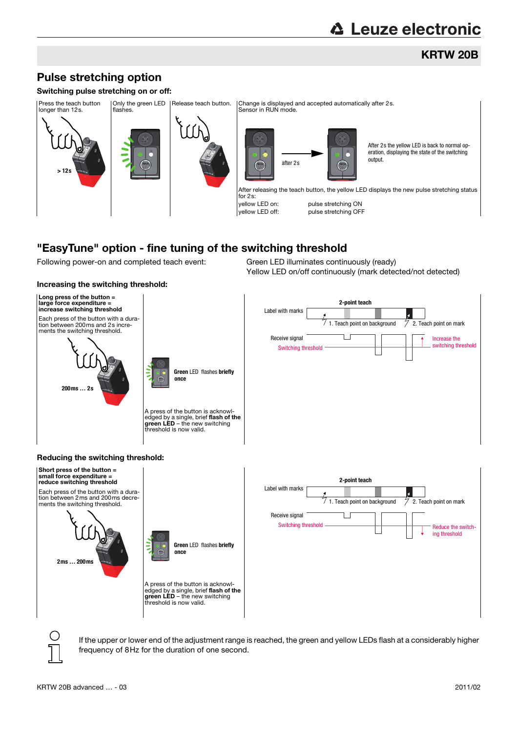## Pulse stretching option

### Switching pulse stretching on or off:

| | | | |
|---|---|---|---|
| Press the teach button longer than 12s. | Only the green LED flashes. | Release teach button. | Change is displayed and accepted automatically after 2s. Sensor in RUN mode. |

> 12s

after 2s

After 2s the yellow LED is back to normal operation, displaying the state of the switching output.

After releasing the teach button, the yellow LED displays the new pulse stretching status for 2s:

| | |
|---|---|
| yellow LED on: | pulse stretching ON |
| yellow LED off: | pulse stretching OFF |

## "EasyTune" option - fine tuning of the switching threshold

Following power-on and completed teach event:

Green LED illuminates continuously (ready)
Yellow LED on/off continuously (mark detected/not detected)

### Increasing the switching threshold:

**Long press of the button = large force expenditure = increase switching threshold**

Each press of the button with a duration between 200ms and 2s increments the switching threshold.

200ms … 2s

**Green** LED flashes **briefly once**

A press of the button is acknowledged by a single, brief **flash of the green LED** – the new switching threshold is now valid.

2-point teach
Label with marks
1. Teach point on background
2. Teach point on mark
Receive signal
Switching threshold
Increase the switching threshold

### Reducing the switching threshold:

**Short press of the button = small force expenditure = reduce switching threshold**

Each press of the button with a duration between 2ms and 200ms decrements the switching threshold.

2ms … 200ms

**Green** LED flashes **briefly once**

A press of the button is acknowledged by a single, brief **flash of the green LED** – the new switching threshold is now valid.

2-point teach
Label with marks
1. Teach point on background
2. Teach point on mark
Receive signal
Switching threshold
Reduce the switching threshold

If the upper or lower end of the adjustment range is reached, the green and yellow LEDs flash at a considerably higher frequency of 8Hz for the duration of one second.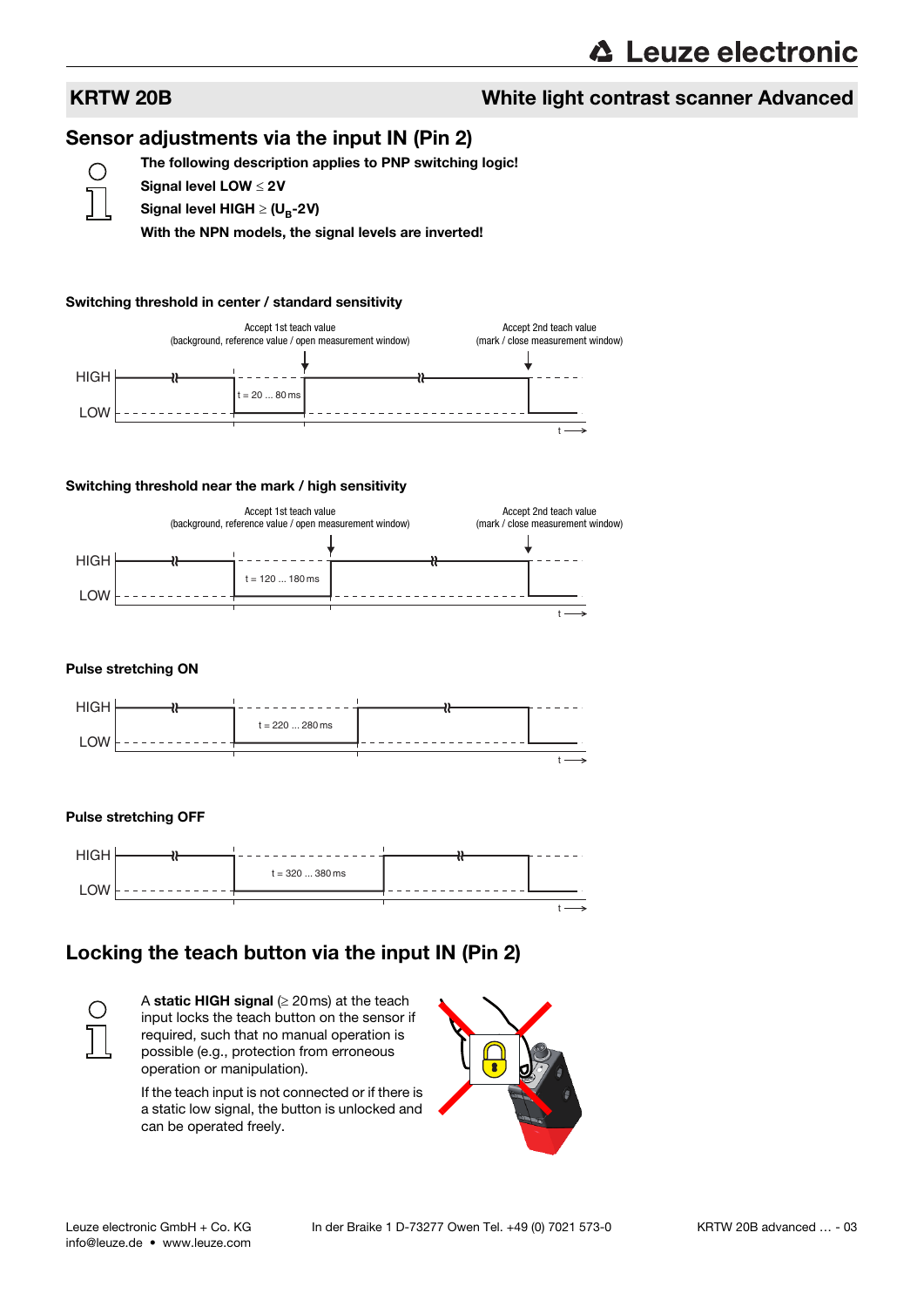## Sensor adjustments via the input IN (Pin 2)

**The following description applies to PNP switching logic!**

**Signal level LOW ≤ 2V**

**Signal level HIGH ≥ ($U_B$-2V)**

**With the NPN models, the signal levels are inverted!**

**Switching threshold in center / standard sensitivity**

Accept 1st teach value
(background, reference value / open measurement window)

Accept 2nd teach value
(mark / close measurement window)

HIGH

LOW

t = 20 ... 80 ms

t

**Switching threshold near the mark / high sensitivity**

Accept 1st teach value
(background, reference value / open measurement window)

Accept 2nd teach value
(mark / close measurement window)

HIGH

LOW

t = 120 ... 180 ms

t

**Pulse stretching ON**

HIGH

LOW

t = 220 ... 280 ms

t

**Pulse stretching OFF**

HIGH

LOW

t = 320 ... 380 ms

t

## Locking the teach button via the input IN (Pin 2)

A **static HIGH signal** (≥ 20ms) at the teach input locks the teach button on the sensor if required, such that no manual operation is possible (e.g., protection from erroneous operation or manipulation).

If the teach input is not connected or if there is a static low signal, the button is unlocked and can be operated freely.